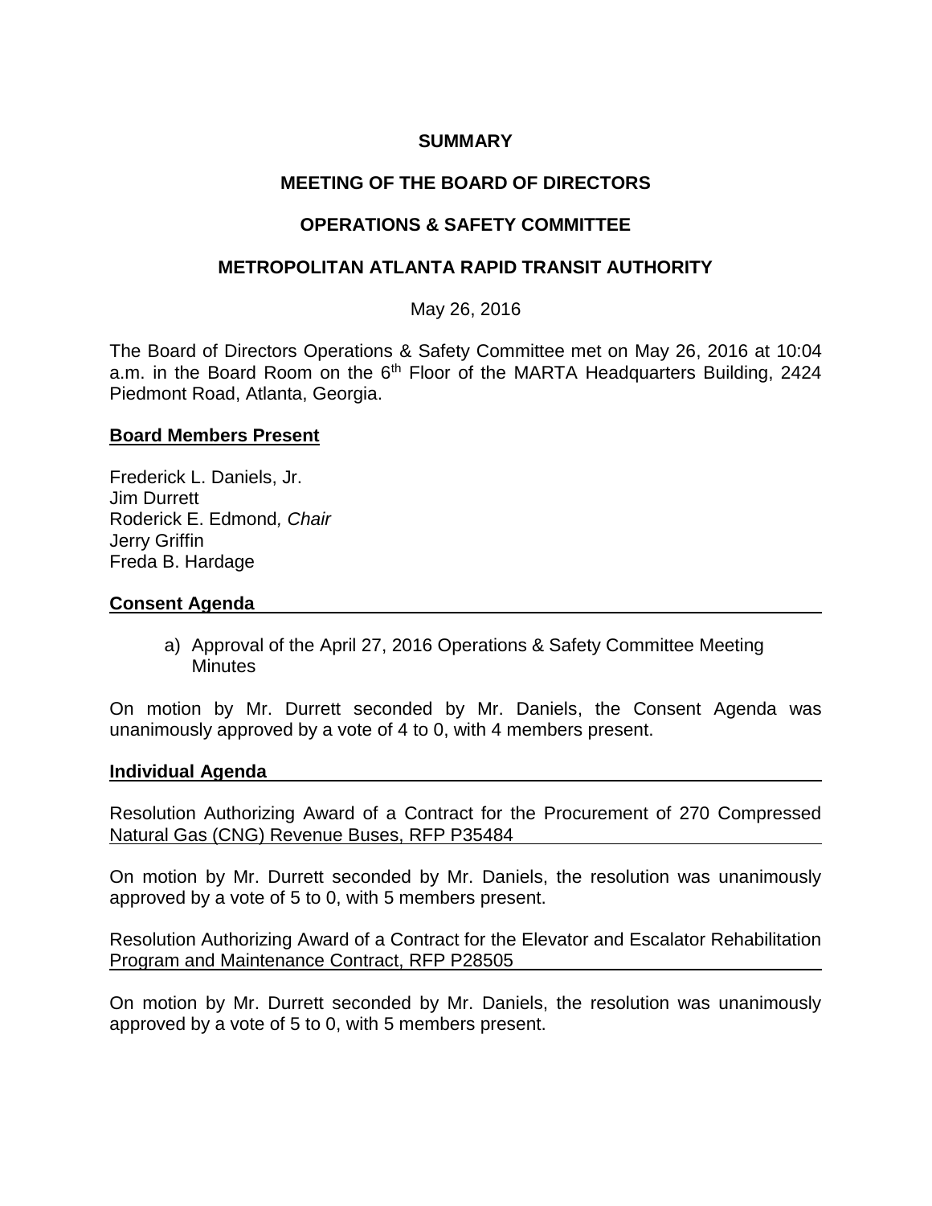# SUMMARY

## MEETING OF THE BOARD OF DIRECTORS

## OPERATIONS & SAFETY COMMITTEE

## METROPOLITAN ATLANTA RAPID TRANSIT AUTHORITY

May 26, 2016

The Board of Directors Operations & Safety Committee met on May 26, 2016 at 10:04 a.m. in the Board Room on the 6th Floor of the MARTA Headquarters Building, 2424 Piedmont Road, Atlanta, Georgia.

**Board Members Present**

Frederick L. Daniels, Jr.
Jim Durrett
Roderick E. Edmond*, Chair*
Jerry Griffin
Freda B. Hardage

**Consent Agenda**

a) Approval of the April 27, 2016 Operations & Safety Committee Meeting Minutes

On motion by Mr. Durrett seconded by Mr. Daniels, the Consent Agenda was unanimously approved by a vote of 4 to 0, with 4 members present.

**Individual Agenda**

Resolution Authorizing Award of a Contract for the Procurement of 270 Compressed Natural Gas (CNG) Revenue Buses, RFP P35484

On motion by Mr. Durrett seconded by Mr. Daniels, the resolution was unanimously approved by a vote of 5 to 0, with 5 members present.

Resolution Authorizing Award of a Contract for the Elevator and Escalator Rehabilitation Program and Maintenance Contract, RFP P28505

On motion by Mr. Durrett seconded by Mr. Daniels, the resolution was unanimously approved by a vote of 5 to 0, with 5 members present.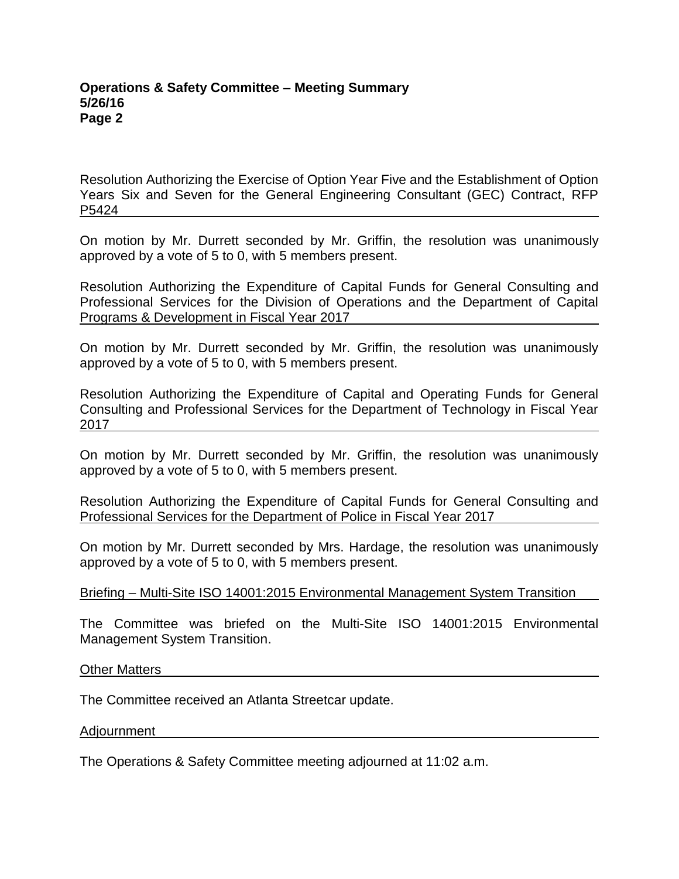Resolution Authorizing the Exercise of Option Year Five and the Establishment of Option Years Six and Seven for the General Engineering Consultant (GEC) Contract, RFP P5424

On motion by Mr. Durrett seconded by Mr. Griffin, the resolution was unanimously approved by a vote of 5 to 0, with 5 members present.

Resolution Authorizing the Expenditure of Capital Funds for General Consulting and Professional Services for the Division of Operations and the Department of Capital Programs & Development in Fiscal Year 2017

On motion by Mr. Durrett seconded by Mr. Griffin, the resolution was unanimously approved by a vote of 5 to 0, with 5 members present.

Resolution Authorizing the Expenditure of Capital and Operating Funds for General Consulting and Professional Services for the Department of Technology in Fiscal Year 2017

On motion by Mr. Durrett seconded by Mr. Griffin, the resolution was unanimously approved by a vote of 5 to 0, with 5 members present.

Resolution Authorizing the Expenditure of Capital Funds for General Consulting and Professional Services for the Department of Police in Fiscal Year 2017

On motion by Mr. Durrett seconded by Mrs. Hardage, the resolution was unanimously approved by a vote of 5 to 0, with 5 members present.

Briefing – Multi-Site ISO 14001:2015 Environmental Management System Transition

The Committee was briefed on the Multi-Site ISO 14001:2015 Environmental Management System Transition.

Other Matters

The Committee received an Atlanta Streetcar update.

Adjournment

The Operations & Safety Committee meeting adjourned at 11:02 a.m.